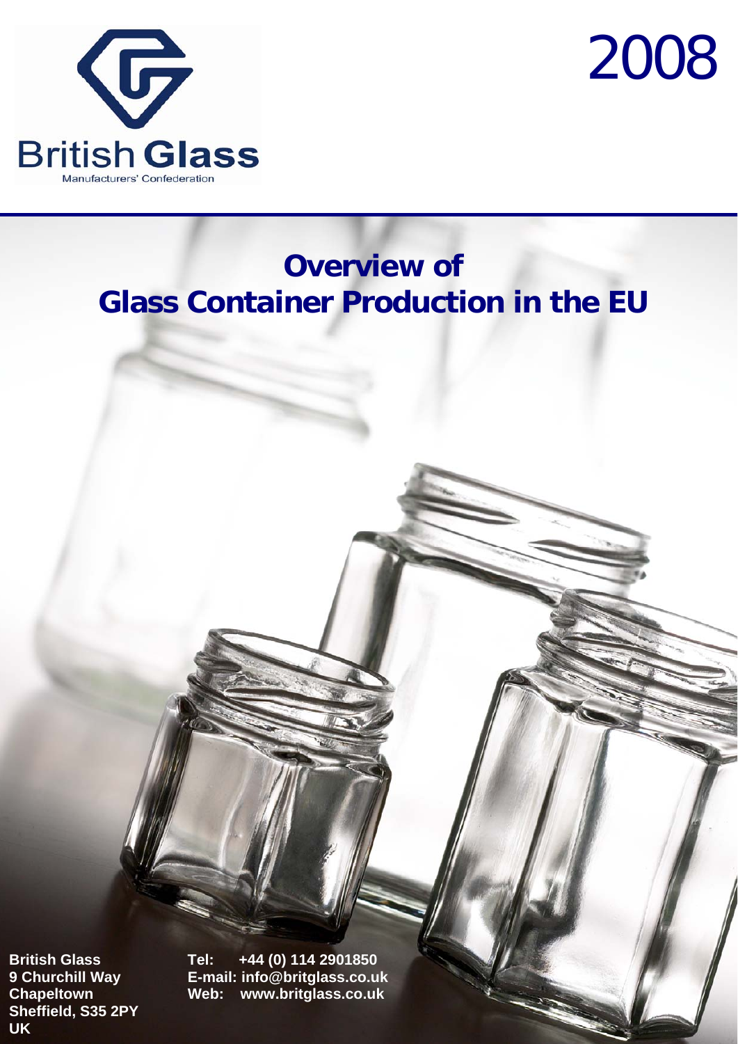British Glass

Manufacturers' Confederation

2008

# Overview of Glass Container Production in the EU

**British Glass**
**9 Churchill Way**
**Chapeltown**
**Sheffield, S35 2PY**
**UK**

**Tel: +44 (0) 114 2901850**
**E-mail: info@britglass.co.uk**
**Web: www.britglass.co.uk**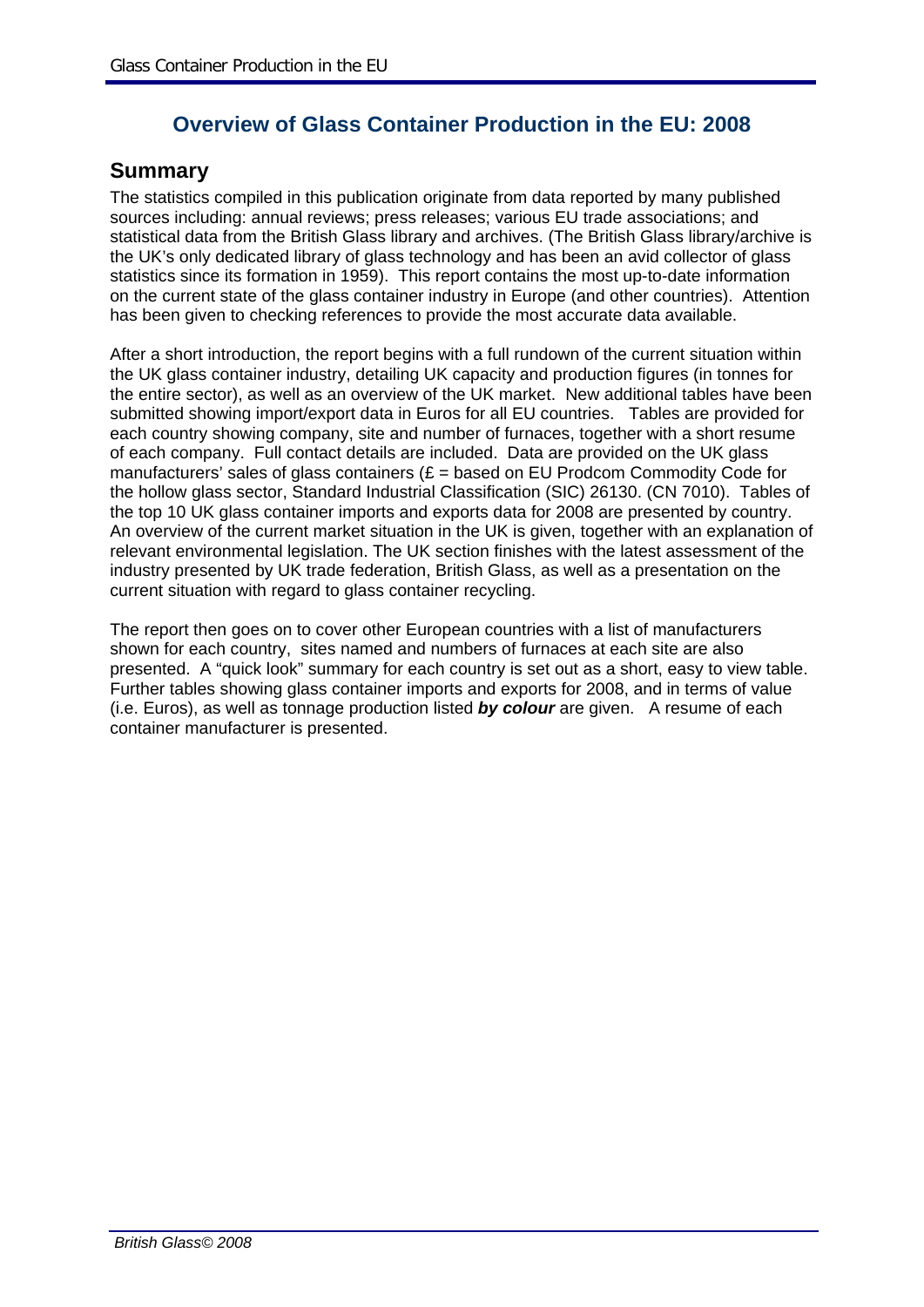# Overview of Glass Container Production in the EU: 2008

## Summary

The statistics compiled in this publication originate from data reported by many published sources including: annual reviews; press releases; various EU trade associations; and statistical data from the British Glass library and archives. (The British Glass library/archive is the UK's only dedicated library of glass technology and has been an avid collector of glass statistics since its formation in 1959). This report contains the most up-to-date information on the current state of the glass container industry in Europe (and other countries). Attention has been given to checking references to provide the most accurate data available.

After a short introduction, the report begins with a full rundown of the current situation within the UK glass container industry, detailing UK capacity and production figures (in tonnes for the entire sector), as well as an overview of the UK market. New additional tables have been submitted showing import/export data in Euros for all EU countries. Tables are provided for each country showing company, site and number of furnaces, together with a short resume of each company. Full contact details are included. Data are provided on the UK glass manufacturers' sales of glass containers (£ = based on EU Prodcom Commodity Code for the hollow glass sector, Standard Industrial Classification (SIC) 26130. (CN 7010). Tables of the top 10 UK glass container imports and exports data for 2008 are presented by country. An overview of the current market situation in the UK is given, together with an explanation of relevant environmental legislation. The UK section finishes with the latest assessment of the industry presented by UK trade federation, British Glass, as well as a presentation on the current situation with regard to glass container recycling.

The report then goes on to cover other European countries with a list of manufacturers shown for each country, sites named and numbers of furnaces at each site are also presented. A "quick look" summary for each country is set out as a short, easy to view table. Further tables showing glass container imports and exports for 2008, and in terms of value (i.e. Euros), as well as tonnage production listed ***by colour*** are given. A resume of each container manufacturer is presented.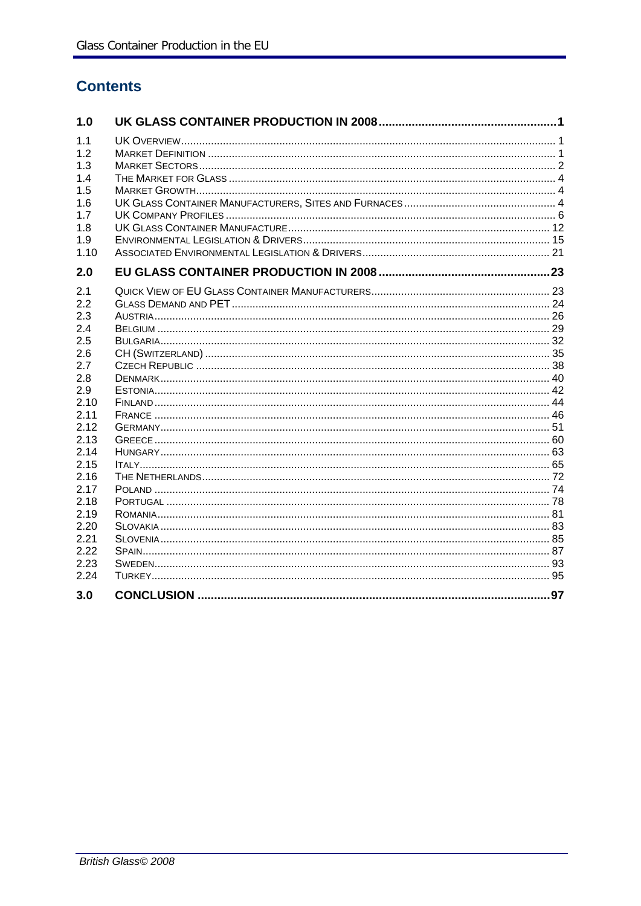# Contents

| | | |
|---|---|---|
| **1.0** | **UK GLASS CONTAINER PRODUCTION IN 2008** | **1** |
| 1.1 | UK Overview | 1 |
| 1.2 | Market Definition | 1 |
| 1.3 | Market Sectors | 2 |
| 1.4 | The Market for Glass | 4 |
| 1.5 | Market Growth | 4 |
| 1.6 | UK Glass Container Manufacturers, Sites and Furnaces | 4 |
| 1.7 | UK Company Profiles | 6 |
| 1.8 | UK Glass Container Manufacture | 12 |
| 1.9 | Environmental Legislation & Drivers | 15 |
| 1.10 | Associated Environmental Legislation & Drivers | 21 |
| **2.0** | **EU GLASS CONTAINER PRODUCTION IN 2008** | **23** |
| 2.1 | Quick View of EU Glass Container Manufacturers | 23 |
| 2.2 | Glass Demand and PET | 24 |
| 2.3 | Austria | 26 |
| 2.4 | Belgium | 29 |
| 2.5 | Bulgaria | 32 |
| 2.6 | CH (Switzerland) | 35 |
| 2.7 | Czech Republic | 38 |
| 2.8 | Denmark | 40 |
| 2.9 | Estonia | 42 |
| 2.10 | Finland | 44 |
| 2.11 | France | 46 |
| 2.12 | Germany | 51 |
| 2.13 | Greece | 60 |
| 2.14 | Hungary | 63 |
| 2.15 | Italy | 65 |
| 2.16 | The Netherlands | 72 |
| 2.17 | Poland | 74 |
| 2.18 | Portugal | 78 |
| 2.19 | Romania | 81 |
| 2.20 | Slovakia | 83 |
| 2.21 | Slovenia | 85 |
| 2.22 | Spain | 87 |
| 2.23 | Sweden | 93 |
| 2.24 | Turkey | 95 |
| **3.0** | **CONCLUSION** | **97** |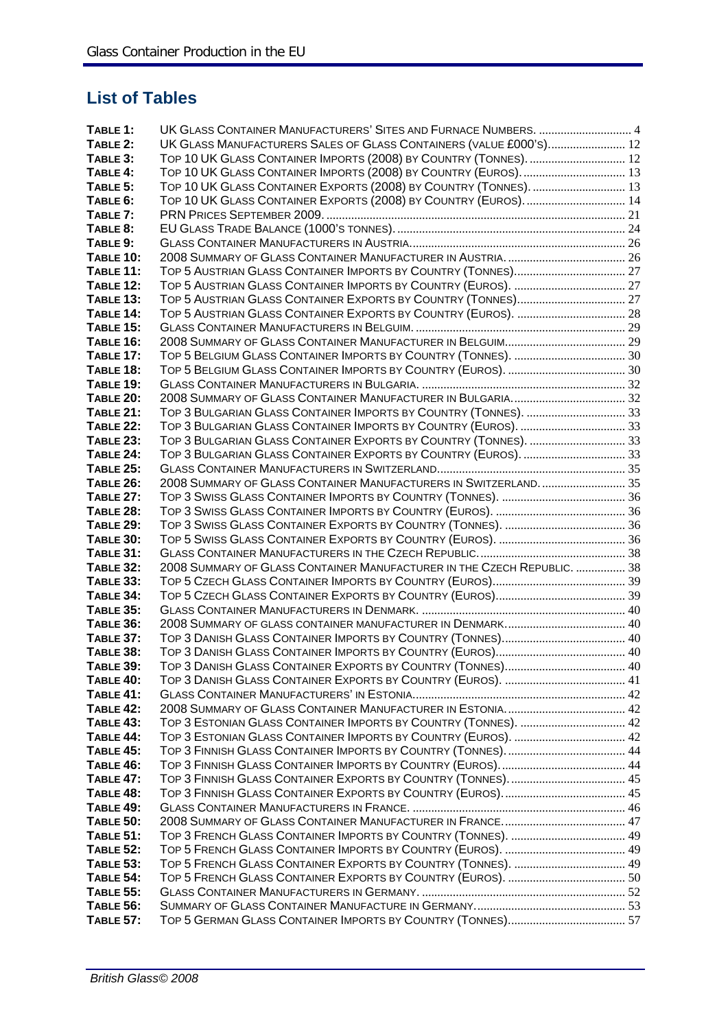## List of Tables

| | | |
|---|---|---|
| **Table 1:** | UK Glass Container Manufacturers' Sites and Furnace Numbers. | 4 |
| **Table 2:** | UK Glass Manufacturers Sales of Glass Containers (value £000's). | 12 |
| **Table 3:** | Top 10 UK Glass Container Imports (2008) by Country (Tonnes). | 12 |
| **Table 4:** | Top 10 UK Glass Container Imports (2008) by Country (Euros). | 13 |
| **Table 5:** | Top 10 UK Glass Container Exports (2008) by Country (Tonnes). | 13 |
| **Table 6:** | Top 10 UK Glass Container Exports (2008) by Country (Euros). | 14 |
| **Table 7:** | PRN Prices September 2009. | 21 |
| **Table 8:** | EU Glass Trade Balance (1000's tonnes). | 24 |
| **Table 9:** | Glass Container Manufacturers in Austria. | 26 |
| **Table 10:** | 2008 Summary of Glass Container Manufacturer in Austria. | 26 |
| **Table 11:** | Top 5 Austrian Glass Container Imports by Country (Tonnes). | 27 |
| **Table 12:** | Top 5 Austrian Glass Container Imports by Country (Euros). | 27 |
| **Table 13:** | Top 5 Austrian Glass Container Exports by Country (Tonnes). | 27 |
| **Table 14:** | Top 5 Austrian Glass Container Exports by Country (Euros). | 28 |
| **Table 15:** | Glass Container Manufacturers in Belgium. | 29 |
| **Table 16:** | 2008 Summary of Glass Container Manufacturer in Belguim. | 29 |
| **Table 17:** | Top 5 Belgium Glass Container Imports by Country (Tonnes). | 30 |
| **Table 18:** | Top 5 Belgium Glass Container Imports by Country (Euros). | 30 |
| **Table 19:** | Glass Container Manufacturers in Bulgaria. | 32 |
| **Table 20:** | 2008 Summary of Glass Container Manufacturer in Bulgaria. | 32 |
| **Table 21:** | Top 3 Bulgarian Glass Container Imports by Country (Tonnes). | 33 |
| **Table 22:** | Top 3 Bulgarian Glass Container Imports by Country (Euros). | 33 |
| **Table 23:** | Top 3 Bulgarian Glass Container Exports by Country (Tonnes). | 33 |
| **Table 24:** | Top 3 Bulgarian Glass Container Exports by Country (Euros). | 33 |
| **Table 25:** | Glass Container Manufacturers in Switzerland. | 35 |
| **Table 26:** | 2008 Summary of Glass Container Manufacturers in Switzerland. | 35 |
| **Table 27:** | Top 3 Swiss Glass Container Imports by Country (Tonnes). | 36 |
| **Table 28:** | Top 3 Swiss Glass Container Imports by Country (Euros). | 36 |
| **Table 29:** | Top 3 Swiss Glass Container Exports by Country (Tonnes). | 36 |
| **Table 30:** | Top 5 Swiss Glass Container Exports by Country (Euros). | 36 |
| **Table 31:** | Glass Container Manufacturers in the Czech Republic. | 38 |
| **Table 32:** | 2008 Summary of Glass Container Manufacturer in the Czech Republic. | 38 |
| **Table 33:** | Top 5 Czech Glass Container Imports by Country (Euros). | 39 |
| **Table 34:** | Top 5 Czech Glass Container Exports by Country (Euros). | 39 |
| **Table 35:** | Glass Container Manufacturers in Denmark. | 40 |
| **Table 36:** | 2008 Summary of glass container manufacturer in Denmark. | 40 |
| **Table 37:** | Top 3 Danish Glass Container Imports by Country (Tonnes). | 40 |
| **Table 38:** | Top 3 Danish Glass Container Imports by Country (Euros). | 40 |
| **Table 39:** | Top 3 Danish Glass Container Exports by Country (Tonnes). | 40 |
| **Table 40:** | Top 3 Danish Glass Container Exports by Country (Euros). | 41 |
| **Table 41:** | Glass Container Manufacturers' in Estonia. | 42 |
| **Table 42:** | 2008 Summary of Glass Container Manufacturer in Estonia. | 42 |
| **Table 43:** | Top 3 Estonian Glass Container Imports by Country (Tonnes). | 42 |
| **Table 44:** | Top 3 Estonian Glass Container Imports by Country (Euros). | 42 |
| **Table 45:** | Top 3 Finnish Glass Container Imports by Country (Tonnes). | 44 |
| **Table 46:** | Top 3 Finnish Glass Container Imports by Country (Euros). | 44 |
| **Table 47:** | Top 3 Finnish Glass Container Exports by Country (Tonnes). | 45 |
| **Table 48:** | Top 3 Finnish Glass Container Exports by Country (Euros). | 45 |
| **Table 49:** | Glass Container Manufacturers in France. | 46 |
| **Table 50:** | 2008 Summary of Glass Container Manufacturer in France. | 47 |
| **Table 51:** | Top 3 French Glass Container Imports by Country (Tonnes). | 49 |
| **Table 52:** | Top 5 French Glass Container Imports by Country (Euros). | 49 |
| **Table 53:** | Top 5 French Glass Container Exports by Country (Tonnes). | 49 |
| **Table 54:** | Top 5 French Glass Container Exports by Country (Euros). | 50 |
| **Table 55:** | Glass Container Manufacturers in Germany. | 52 |
| **Table 56:** | Summary of Glass Container Manufacture in Germany. | 53 |
| **Table 57:** | Top 5 German Glass Container Imports by Country (Tonnes). | 57 |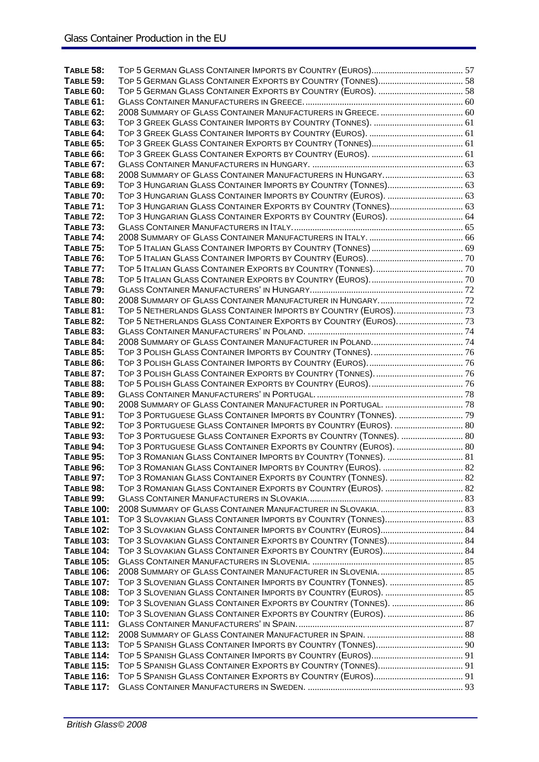| | | |
|---|---|---|
| **Table 58:** | Top 5 German Glass Container Imports by Country (Euros). | 57 |
| **Table 59:** | Top 5 German Glass Container Exports by Country (Tonnes). | 58 |
| **Table 60:** | Top 5 German Glass Container Exports by Country (Euros). | 58 |
| **Table 61:** | Glass Container Manufacturers in Greece. | 60 |
| **Table 62:** | 2008 Summary of Glass Container Manufacturers in Greece. | 60 |
| **Table 63:** | Top 3 Greek Glass Container Imports by Country (Tonnes). | 61 |
| **Table 64:** | Top 3 Greek Glass Container Imports by Country (Euros). | 61 |
| **Table 65:** | Top 3 Greek Glass Container Exports by Country (Tonnes). | 61 |
| **Table 66:** | Top 3 Greek Glass Container Exports by Country (Euros). | 61 |
| **Table 67:** | Glass Container Manufacturers in Hungary. | 63 |
| **Table 68:** | 2008 Summary of Glass Container Manufacturers in Hungary. | 63 |
| **Table 69:** | Top 3 Hungarian Glass Container Imports by Country (Tonnes). | 63 |
| **Table 70:** | Top 3 Hungarian Glass Container Imports by Country (Euros). | 63 |
| **Table 71:** | Top 3 Hungarian Glass Container Exports by Country (Tonnes). | 63 |
| **Table 72:** | Top 3 Hungarian Glass Container Exports by Country (Euros). | 64 |
| **Table 73:** | Glass Container Manufacturers in Italy. | 65 |
| **Table 74:** | 2008 Summary of Glass Container Manufacturers in Italy. | 66 |
| **Table 75:** | Top 5 Italian Glass Container Imports by Country (Tonnes) | 69 |
| **Table 76:** | Top 5 Italian Glass Container Imports by Country (Euros). | 70 |
| **Table 77:** | Top 5 Italian Glass Container Exports by Country (Tonnes). | 70 |
| **Table 78:** | Top 5 Italian Glass Container Exports by Country (Euros). | 70 |
| **Table 79:** | Glass Container Manufacturers' in Hungary. | 72 |
| **Table 80:** | 2008 Summary of Glass Container Manufacturer in Hungary. | 72 |
| **Table 81:** | Top 5 Netherlands Glass Container Imports by Country (Euros). | 73 |
| **Table 82:** | Top 5 Netherlands Glass Container Exports by Country (Euros). | 73 |
| **Table 83:** | Glass Container Manufacturers' in Poland. | 74 |
| **Table 84:** | 2008 Summary of Glass Container Manufacturer in Poland. | 74 |
| **Table 85:** | Top 3 Polish Glass Container Imports by Country (Tonnes). | 76 |
| **Table 86:** | Top 3 Polish Glass Container Imports by Country (Euros). | 76 |
| **Table 87:** | Top 3 Polish Glass Container Exports by Country (Tonnes). | 76 |
| **Table 88:** | Top 5 Polish Glass Container Exports by Country (Euros). | 76 |
| **Table 89:** | Glass Container Manufacturers' in Portugal. | 78 |
| **Table 90:** | 2008 Summary of Glass Container Manufacturer in Portugal. | 78 |
| **Table 91:** | Top 3 Portuguese Glass Container Imports by Country (Tonnes). | 79 |
| **Table 92:** | Top 3 Portuguese Glass Container Imports by Country (Euros). | 80 |
| **Table 93:** | Top 3 Portuguese Glass Container Exports by Country (Tonnes). | 80 |
| **Table 94:** | Top 3 Portuguese Glass Container Exports by Country (Euros). | 80 |
| **Table 95:** | Top 3 Romanian Glass Container Imports by Country (Tonnes). | 81 |
| **Table 96:** | Top 3 Romanian Glass Container Imports by Country (Euros). | 82 |
| **Table 97:** | Top 3 Romanian Glass Container Exports by Country (Tonnes). | 82 |
| **Table 98:** | Top 3 Romanian Glass Container Exports by Country (Euros). | 82 |
| **Table 99:** | Glass Container Manufacturers in Slovakia. | 83 |
| **Table 100:** | 2008 Summary of Glass Container Manufacturer in Slovakia. | 83 |
| **Table 101:** | Top 3 Slovakian Glass Container Imports by Country (Tonnes). | 83 |
| **Table 102:** | Top 3 Slovakian Glass Container Imports by Country (Euros). | 84 |
| **Table 103:** | Top 3 Slovakian Glass Container Exports by Country (Tonnes). | 84 |
| **Table 104:** | Top 3 Slovakian Glass Container Exports by Country (Euros). | 84 |
| **Table 105:** | Glass Container Manufacturers in Slovenia. | 85 |
| **Table 106:** | 2008 Summary of Glass Container Manufacturer in Slovenia. | 85 |
| **Table 107:** | Top 3 Slovenian Glass Container Imports by Country (Tonnes). | 85 |
| **Table 108:** | Top 3 Slovenian Glass Container Imports by Country (Euros). | 85 |
| **Table 109:** | Top 3 Slovenian Glass Container Exports by Country (Tonnes). | 86 |
| **Table 110:** | Top 3 Slovenian Glass Container Exports by Country (Euros). | 86 |
| **Table 111:** | Glass Container Manufacturers' in Spain. | 87 |
| **Table 112:** | 2008 Summary of Glass Container Manufacturer in Spain. | 88 |
| **Table 113:** | Top 5 Spanish Glass Container Imports by Country (Tonnes). | 90 |
| **Table 114:** | Top 5 Spanish Glass Container Imports by Country (Euros). | 91 |
| **Table 115:** | Top 5 Spanish Glass Container Exports by Country (Tonnes). | 91 |
| **Table 116:** | Top 5 Spanish Glass Container Exports by Country (Euros). | 91 |
| **Table 117:** | Glass Container Manufacturers in Sweden. | 93 |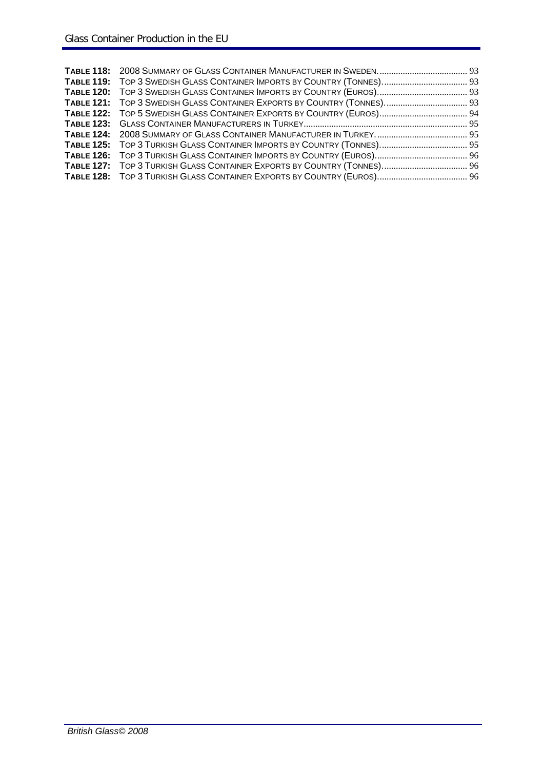**TABLE 118:** 2008 SUMMARY OF GLASS CONTAINER MANUFACTURER IN SWEDEN. ..................................... 93
**TABLE 119:** TOP 3 SWEDISH GLASS CONTAINER IMPORTS BY COUNTRY (TONNES). ................................... 93
**TABLE 120:** TOP 3 SWEDISH GLASS CONTAINER IMPORTS BY COUNTRY (EUROS). ..................................... 93
**TABLE 121:** TOP 3 SWEDISH GLASS CONTAINER EXPORTS BY COUNTRY (TONNES). .................................. 93
**TABLE 122:** TOP 5 SWEDISH GLASS CONTAINER EXPORTS BY COUNTRY (EUROS). .................................... 94
**TABLE 123:** GLASS CONTAINER MANUFACTURERS IN TURKEY ........................................................................ 95
**TABLE 124:** 2008 SUMMARY OF GLASS CONTAINER MANUFACTURER IN TURKEY. ....................................... 95
**TABLE 125:** TOP 3 TURKISH GLASS CONTAINER IMPORTS BY COUNTRY (TONNES). .................................... 95
**TABLE 126:** TOP 3 TURKISH GLASS CONTAINER IMPORTS BY COUNTRY (EUROS). ....................................... 96
**TABLE 127:** TOP 3 TURKISH GLASS CONTAINER EXPORTS BY COUNTRY (TONNES). .................................... 96
**TABLE 128:** TOP 3 TURKISH GLASS CONTAINER EXPORTS BY COUNTRY (EUROS). ...................................... 96